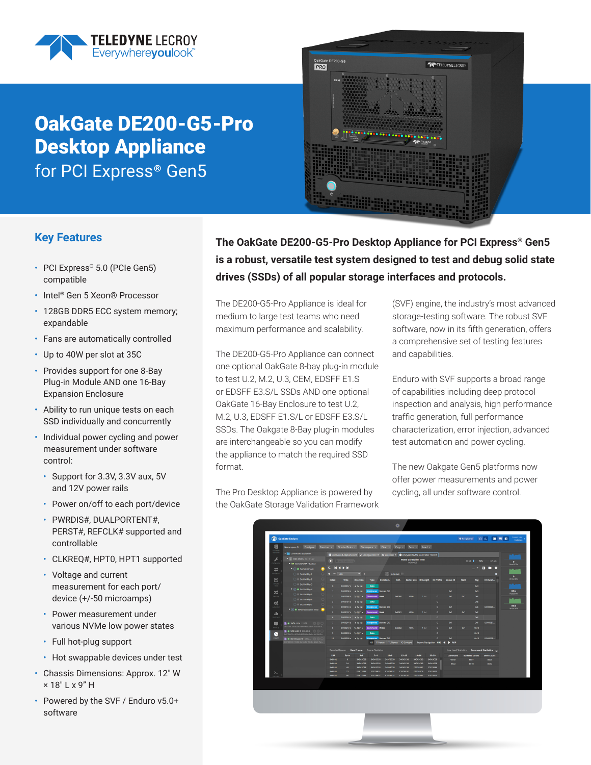# OakGate DE200-G5-Pro Desktop Appliance

for PCI Express® Gen5

## Key Features

- PCI Express® 5.0 (PCIe Gen5) compatible
- Intel® Gen 5 Xeon® Processor
- 128GB DDR5 ECC system memory; expandable
- Fans are automatically controlled
- Up to 40W per slot at 35C
- Provides support for one 8-Bay Plug-in Module AND one 16-Bay Expansion Enclosure
- Ability to run unique tests on each SSD individually and concurrently
- Individual power cycling and power measurement under software control:
  - Support for 3.3V, 3.3V aux, 5V and 12V power rails
  - Power on/off to each port/device
  - PWRDIS#, DUALPORTENT#, PERST#, REFCLK# supported and controllable
  - CLKREQ#, HPT0, HPT1 supported
  - Voltage and current measurement for each port/device (+/-50 microamps)
  - Power measurement under various NVMe low power states
  - Full hot-plug support
  - Hot swappable devices under test
- Chassis Dimensions: Approx. 12" W × 18" L x 9" H
- Powered by the SVF / Enduro v5.0+ software

**The OakGate DE200-G5-Pro Desktop Appliance for PCI Express® Gen5 is a robust, versatile test system designed to test and debug solid state drives (SSDs) of all popular storage interfaces and protocols.**

The DE200-G5-Pro Appliance is ideal for medium to large test teams who need maximum performance and scalability.

The DE200-G5-Pro Appliance can connect one optional OakGate 8-bay plug-in module to test U.2, M.2, U.3, CEM, EDSFF E1.S or EDSFF E3.S/L SSDs AND one optional OakGate 16-Bay Enclosure to test U.2, M.2, U.3, EDSFF E1.S/L or EDSFF E3.S/L SSDs. The Oakgate 8-Bay plug-in modules are interchangeable so you can modify the appliance to match the required SSD format.

The Pro Desktop Appliance is powered by the OakGate Storage Validation Framework (SVF) engine, the industry's most advanced storage-testing software. The robust SVF software, now in its fifth generation, offers a comprehensive set of testing features and capabilities.

Enduro with SVF supports a broad range of capabilities including deep protocol inspection and analysis, high performance traffic generation, full performance characterization, error injection, advanced test automation and power cycling.

The new Oakgate Gen5 platforms now offer power measurements and power cycling, all under software control.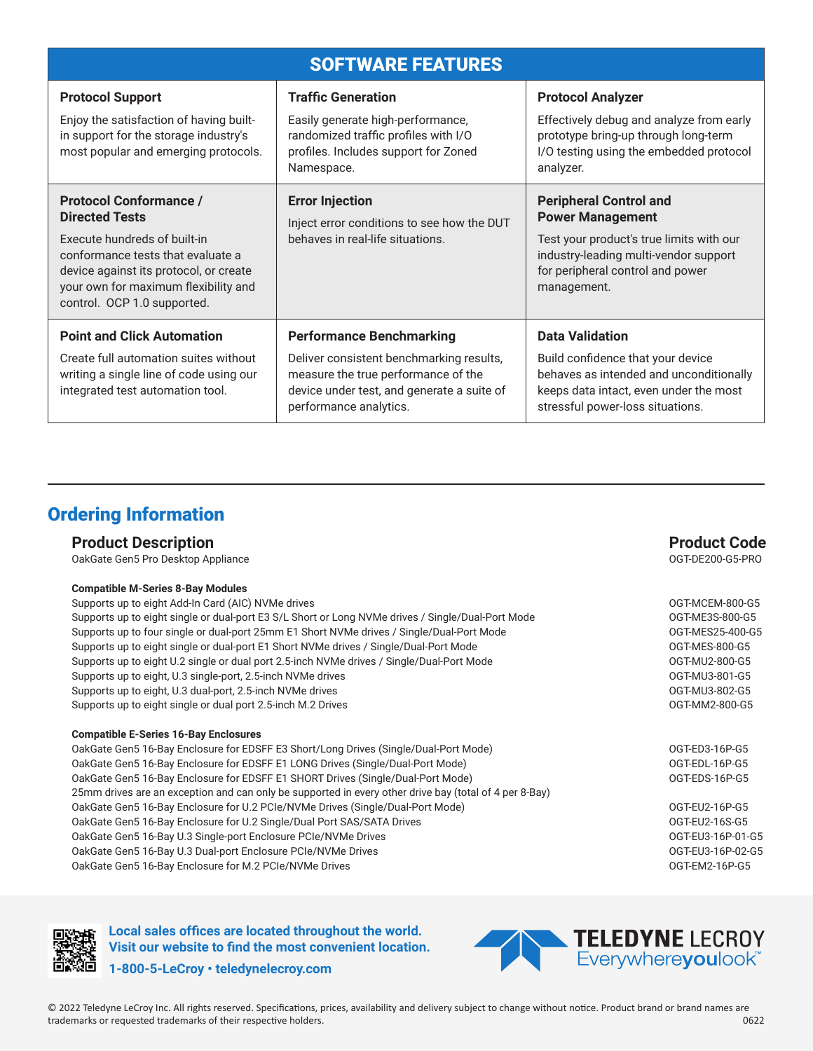## SOFTWARE FEATURES

| | | |
|---|---|---|
| **Protocol Support**<br>Enjoy the satisfaction of having built-in support for the storage industry's most popular and emerging protocols. | **Traffic Generation**<br>Easily generate high-performance, randomized traffic profiles with I/O profiles. Includes support for Zoned Namespace. | **Protocol Analyzer**<br>Effectively debug and analyze from early prototype bring-up through long-term I/O testing using the embedded protocol analyzer. |
| **Protocol Conformance / Directed Tests**<br>Execute hundreds of built-in conformance tests that evaluate a device against its protocol, or create your own for maximum flexibility and control. OCP 1.0 supported. | **Error Injection**<br>Inject error conditions to see how the DUT behaves in real-life situations. | **Peripheral Control and Power Management**<br>Test your product's true limits with our industry-leading multi-vendor support for peripheral control and power management. |
| **Point and Click Automation**<br>Create full automation suites without writing a single line of code using our integrated test automation tool. | **Performance Benchmarking**<br>Deliver consistent benchmarking results, measure the true performance of the device under test, and generate a suite of performance analytics. | **Data Validation**<br>Build confidence that your device behaves as intended and unconditionally keeps data intact, even under the most stressful power-loss situations. |

## Ordering Information

| Product Description | Product Code |
|---|---|
| OakGate Gen5 Pro Desktop Appliance | OGT-DE200-G5-PRO |
| **Compatible M-Series 8-Bay Modules** | |
| Supports up to eight Add-In Card (AIC) NVMe drives | OGT-MCEM-800-G5 |
| Supports up to eight single or dual-port E3 S/L Short or Long NVMe drives / Single/Dual-Port Mode | OGT-ME3S-800-G5 |
| Supports up to four single or dual-port 25mm E1 Short NVMe drives / Single/Dual-Port Mode | OGT-MES25-400-G5 |
| Supports up to eight single or dual-port E1 Short NVMe drives / Single/Dual-Port Mode | OGT-MES-800-G5 |
| Supports up to eight U.2 single or dual port 2.5-inch NVMe drives / Single/Dual-Port Mode | OGT-MU2-800-G5 |
| Supports up to eight, U.3 single-port, 2.5-inch NVMe drives | OGT-MU3-801-G5 |
| Supports up to eight, U.3 dual-port, 2.5-inch NVMe drives | OGT-MU3-802-G5 |
| Supports up to eight single or dual port 2.5-inch M.2 Drives | OGT-MM2-800-G5 |
| **Compatible E-Series 16-Bay Enclosures** | |
| OakGate Gen5 16-Bay Enclosure for EDSFF E3 Short/Long Drives (Single/Dual-Port Mode) | OGT-ED3-16P-G5 |
| OakGate Gen5 16-Bay Enclosure for EDSFF E1 LONG Drives (Single/Dual-Port Mode) | OGT-EDL-16P-G5 |
| OakGate Gen5 16-Bay Enclosure for EDSFF E1 SHORT Drives (Single/Dual-Port Mode)<br>25mm drives are an exception and can only be supported in every other drive bay (total of 4 per 8-Bay) | OGT-EDS-16P-G5 |
| OakGate Gen5 16-Bay Enclosure for U.2 PCIe/NVMe Drives (Single/Dual-Port Mode) | OGT-EU2-16P-G5 |
| OakGate Gen5 16-Bay Enclosure for U.2 Single/Dual Port SAS/SATA Drives | OGT-EU2-16S-G5 |
| OakGate Gen5 16-Bay U.3 Single-port Enclosure PCIe/NVMe Drives | OGT-EU3-16P-01-G5 |
| OakGate Gen5 16-Bay U.3 Dual-port Enclosure PCIe/NVMe Drives | OGT-EU3-16P-02-G5 |
| OakGate Gen5 16-Bay Enclosure for M.2 PCIe/NVMe Drives | OGT-EM2-16P-G5 |

**Local sales offices are located throughout the world.
Visit our website to find the most convenient location.**

**1-800-5-LeCroy • teledynelecroy.com**

TELEDYNE LECROY
Everywhereyoulook™

© 2022 Teledyne LeCroy Inc. All rights reserved. Specifications, prices, availability and delivery subject to change without notice. Product brand or brand names are trademarks or requested trademarks of their respective holders.

0622